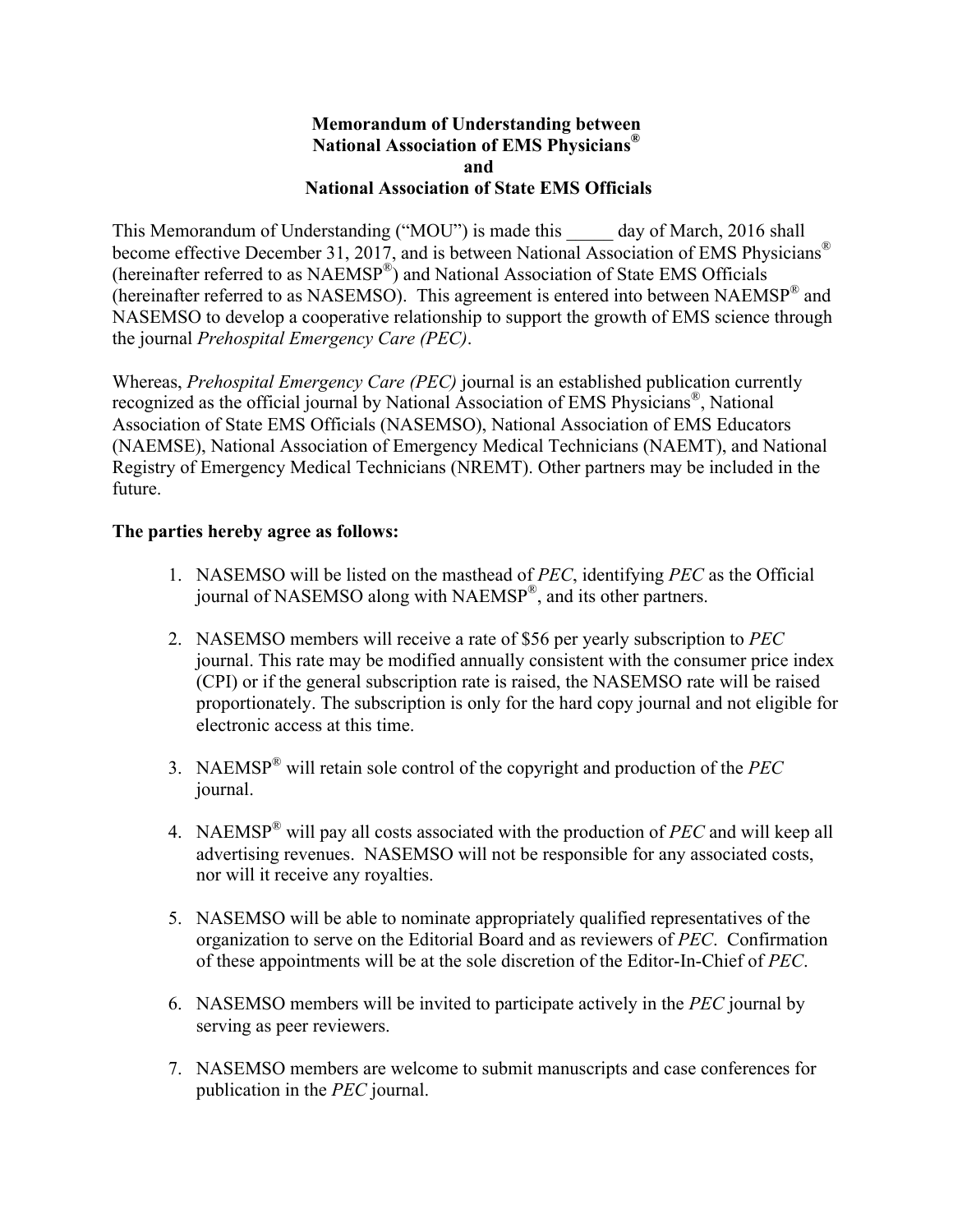**Memorandum of Understanding between**
**National Association of EMS Physicians®**
**and**
**National Association of State EMS Officials**

This Memorandum of Understanding ("MOU") is made this _____ day of March, 2016 shall become effective December 31, 2017, and is between National Association of EMS Physicians® (hereinafter referred to as NAEMSP®) and National Association of State EMS Officials (hereinafter referred to as NASEMSO). This agreement is entered into between NAEMSP® and NASEMSO to develop a cooperative relationship to support the growth of EMS science through the journal *Prehospital Emergency Care (PEC)*.

Whereas, *Prehospital Emergency Care (PEC)* journal is an established publication currently recognized as the official journal by National Association of EMS Physicians®, National Association of State EMS Officials (NASEMSO), National Association of EMS Educators (NAEMSE), National Association of Emergency Medical Technicians (NAEMT), and National Registry of Emergency Medical Technicians (NREMT). Other partners may be included in the future.

**The parties hereby agree as follows:**

1. NASEMSO will be listed on the masthead of *PEC*, identifying *PEC* as the Official journal of NASEMSO along with NAEMSP®, and its other partners.

2. NASEMSO members will receive a rate of $56 per yearly subscription to *PEC* journal. This rate may be modified annually consistent with the consumer price index (CPI) or if the general subscription rate is raised, the NASEMSO rate will be raised proportionately. The subscription is only for the hard copy journal and not eligible for electronic access at this time.

3. NAEMSP® will retain sole control of the copyright and production of the *PEC* journal.

4. NAEMSP® will pay all costs associated with the production of *PEC* and will keep all advertising revenues. NASEMSO will not be responsible for any associated costs, nor will it receive any royalties.

5. NASEMSO will be able to nominate appropriately qualified representatives of the organization to serve on the Editorial Board and as reviewers of *PEC*. Confirmation of these appointments will be at the sole discretion of the Editor-In-Chief of *PEC*.

6. NASEMSO members will be invited to participate actively in the *PEC* journal by serving as peer reviewers.

7. NASEMSO members are welcome to submit manuscripts and case conferences for publication in the *PEC* journal.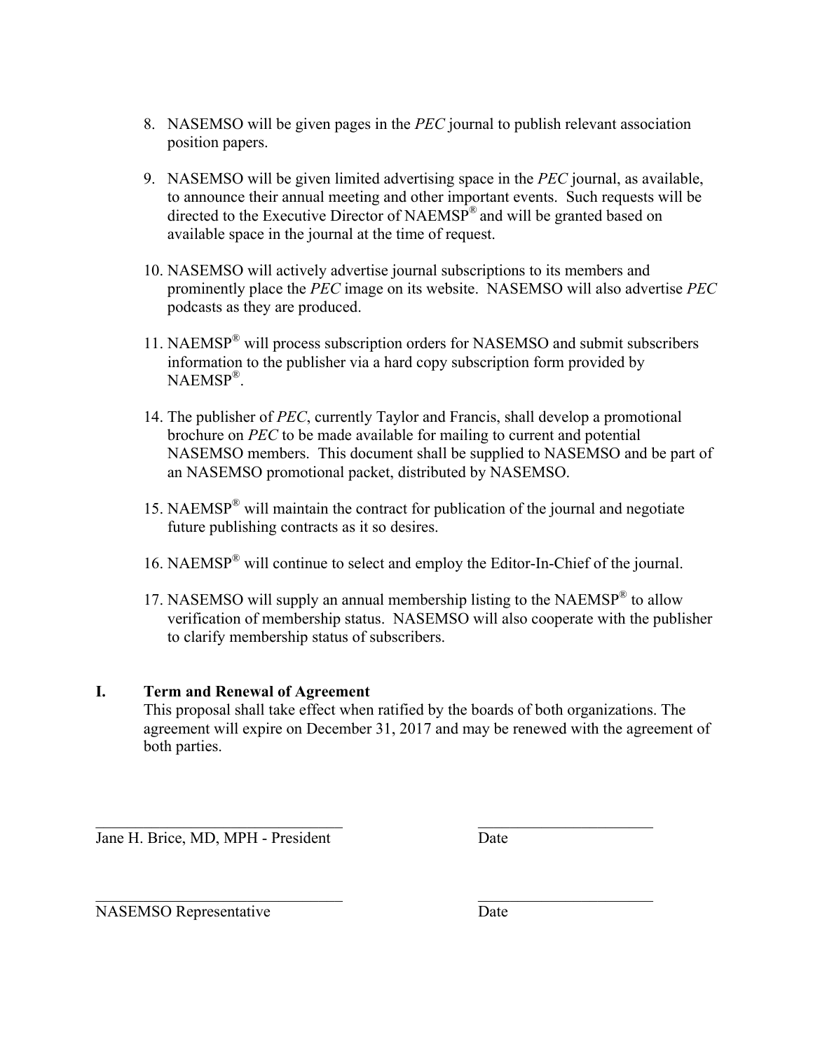8. NASEMSO will be given pages in the *PEC* journal to publish relevant association position papers.

9. NASEMSO will be given limited advertising space in the *PEC* journal, as available, to announce their annual meeting and other important events. Such requests will be directed to the Executive Director of NAEMSP® and will be granted based on available space in the journal at the time of request.

10. NASEMSO will actively advertise journal subscriptions to its members and prominently place the *PEC* image on its website. NASEMSO will also advertise *PEC* podcasts as they are produced.

11. NAEMSP® will process subscription orders for NASEMSO and submit subscribers information to the publisher via a hard copy subscription form provided by NAEMSP®.

14. The publisher of *PEC*, currently Taylor and Francis, shall develop a promotional brochure on *PEC* to be made available for mailing to current and potential NASEMSO members. This document shall be supplied to NASEMSO and be part of an NASEMSO promotional packet, distributed by NASEMSO.

15. NAEMSP® will maintain the contract for publication of the journal and negotiate future publishing contracts as it so desires.

16. NAEMSP® will continue to select and employ the Editor-In-Chief of the journal.

17. NASEMSO will supply an annual membership listing to the NAEMSP® to allow verification of membership status. NASEMSO will also cooperate with the publisher to clarify membership status of subscribers.

## I. Term and Renewal of Agreement

This proposal shall take effect when ratified by the boards of both organizations. The agreement will expire on December 31, 2017 and may be renewed with the agreement of both parties.

\_\_\_\_\_\_\_\_\_\_\_\_\_\_\_\_\_\_\_\_\_\_\_\_\_\_\_\_\_\_ \_\_\_\_\_\_\_\_\_\_\_\_\_\_\_\_\_\_\_\_

Jane H. Brice, MD, MPH - President Date

\_\_\_\_\_\_\_\_\_\_\_\_\_\_\_\_\_\_\_\_\_\_\_\_\_\_\_\_\_\_ \_\_\_\_\_\_\_\_\_\_\_\_\_\_\_\_\_\_\_\_

NASEMSO Representative Date